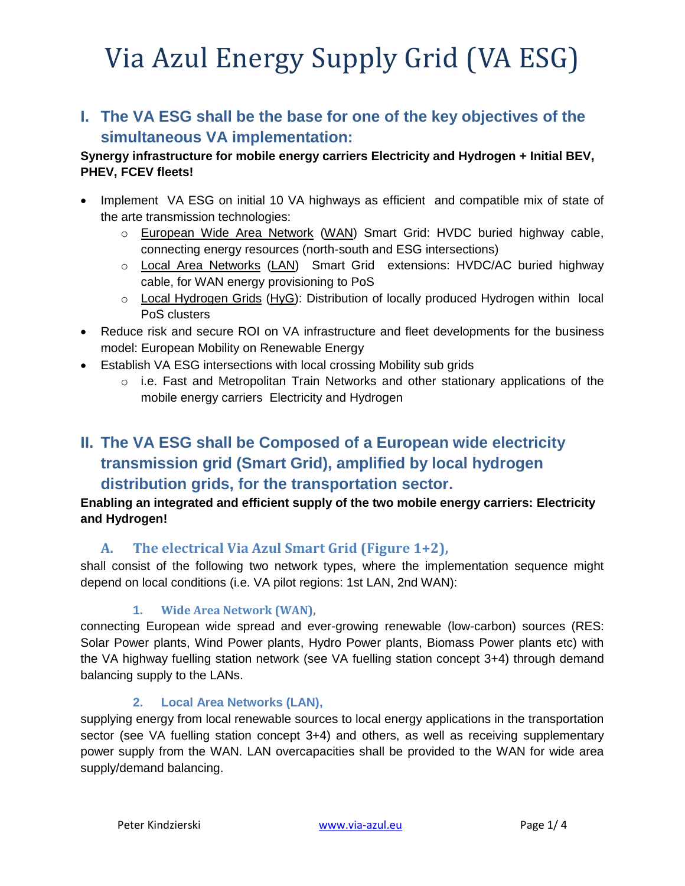# Via Azul Energy Supply Grid (VA ESG)

## I. The VA ESG shall be the base for one of the key objectives of the simultaneous VA implementation:

**Synergy infrastructure for mobile energy carriers Electricity and Hydrogen + Initial BEV, PHEV, FCEV fleets!**

- Implement VA ESG on initial 10 VA highways as efficient and compatible mix of state of the arte transmission technologies:
  - European Wide Area Network (WAN) Smart Grid: HVDC buried highway cable, connecting energy resources (north-south and ESG intersections)
  - Local Area Networks (LAN) Smart Grid extensions: HVDC/AC buried highway cable, for WAN energy provisioning to PoS
  - Local Hydrogen Grids (HyG): Distribution of locally produced Hydrogen within local PoS clusters
- Reduce risk and secure ROI on VA infrastructure and fleet developments for the business model: European Mobility on Renewable Energy
- Establish VA ESG intersections with local crossing Mobility sub grids
  - i.e. Fast and Metropolitan Train Networks and other stationary applications of the mobile energy carriers Electricity and Hydrogen

## II. The VA ESG shall be Composed of a European wide electricity transmission grid (Smart Grid), amplified by local hydrogen distribution grids, for the transportation sector.

**Enabling an integrated and efficient supply of the two mobile energy carriers: Electricity and Hydrogen!**

### A. The electrical Via Azul Smart Grid (Figure 1+2),

shall consist of the following two network types, where the implementation sequence might depend on local conditions (i.e. VA pilot regions: 1st LAN, 2nd WAN):

#### 1. Wide Area Network (WAN),

connecting European wide spread and ever-growing renewable (low-carbon) sources (RES: Solar Power plants, Wind Power plants, Hydro Power plants, Biomass Power plants etc) with the VA highway fuelling station network (see VA fuelling station concept 3+4) through demand balancing supply to the LANs.

#### 2. Local Area Networks (LAN),

supplying energy from local renewable sources to local energy applications in the transportation sector (see VA fuelling station concept 3+4) and others, as well as receiving supplementary power supply from the WAN. LAN overcapacities shall be provided to the WAN for wide area supply/demand balancing.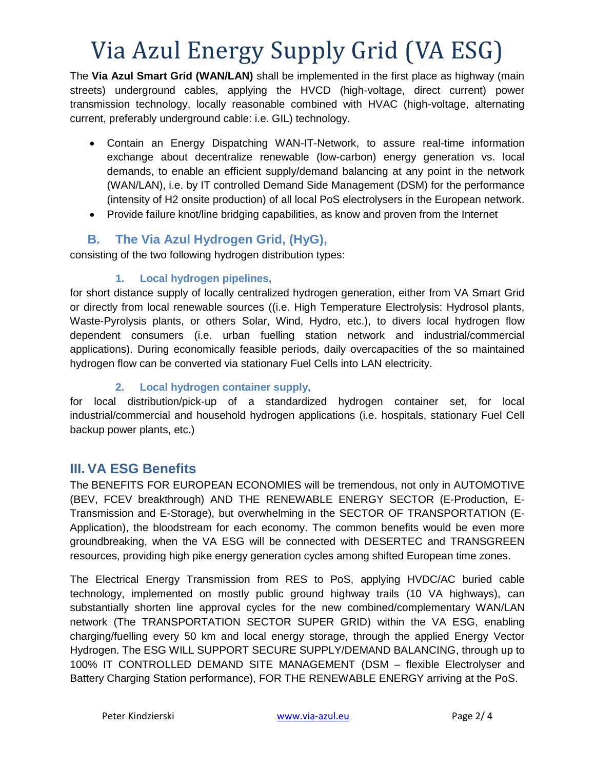# Via Azul Energy Supply Grid (VA ESG)

The **Via Azul Smart Grid (WAN/LAN)** shall be implemented in the first place as highway (main streets) underground cables, applying the HVCD (high-voltage, direct current) power transmission technology, locally reasonable combined with HVAC (high-voltage, alternating current, preferably underground cable: i.e. GIL) technology.

- Contain an Energy Dispatching WAN-IT-Network, to assure real-time information exchange about decentralize renewable (low-carbon) energy generation vs. local demands, to enable an efficient supply/demand balancing at any point in the network (WAN/LAN), i.e. by IT controlled Demand Side Management (DSM) for the performance (intensity of H2 onsite production) of all local PoS electrolysers in the European network.
- Provide failure knot/line bridging capabilities, as know and proven from the Internet

## B. The Via Azul Hydrogen Grid, (HyG),

consisting of the two following hydrogen distribution types:

### 1. Local hydrogen pipelines,

for short distance supply of locally centralized hydrogen generation, either from VA Smart Grid or directly from local renewable sources ((i.e. High Temperature Electrolysis: Hydrosol plants, Waste-Pyrolysis plants, or others Solar, Wind, Hydro, etc.), to divers local hydrogen flow dependent consumers (i.e. urban fuelling station network and industrial/commercial applications). During economically feasible periods, daily overcapacities of the so maintained hydrogen flow can be converted via stationary Fuel Cells into LAN electricity.

### 2. Local hydrogen container supply,

for local distribution/pick-up of a standardized hydrogen container set, for local industrial/commercial and household hydrogen applications (i.e. hospitals, stationary Fuel Cell backup power plants, etc.)

## III. VA ESG Benefits

The BENEFITS FOR EUROPEAN ECONOMIES will be tremendous, not only in AUTOMOTIVE (BEV, FCEV breakthrough) AND THE RENEWABLE ENERGY SECTOR (E-Production, E-Transmission and E-Storage), but overwhelming in the SECTOR OF TRANSPORTATION (E-Application), the bloodstream for each economy. The common benefits would be even more groundbreaking, when the VA ESG will be connected with DESERTEC and TRANSGREEN resources, providing high pike energy generation cycles among shifted European time zones.

The Electrical Energy Transmission from RES to PoS, applying HVDC/AC buried cable technology, implemented on mostly public ground highway trails (10 VA highways), can substantially shorten line approval cycles for the new combined/complementary WAN/LAN network (The TRANSPORTATION SECTOR SUPER GRID) within the VA ESG, enabling charging/fuelling every 50 km and local energy storage, through the applied Energy Vector Hydrogen. The ESG WILL SUPPORT SECURE SUPPLY/DEMAND BALANCING, through up to 100% IT CONTROLLED DEMAND SITE MANAGEMENT (DSM – flexible Electrolyser and Battery Charging Station performance), FOR THE RENEWABLE ENERGY arriving at the PoS.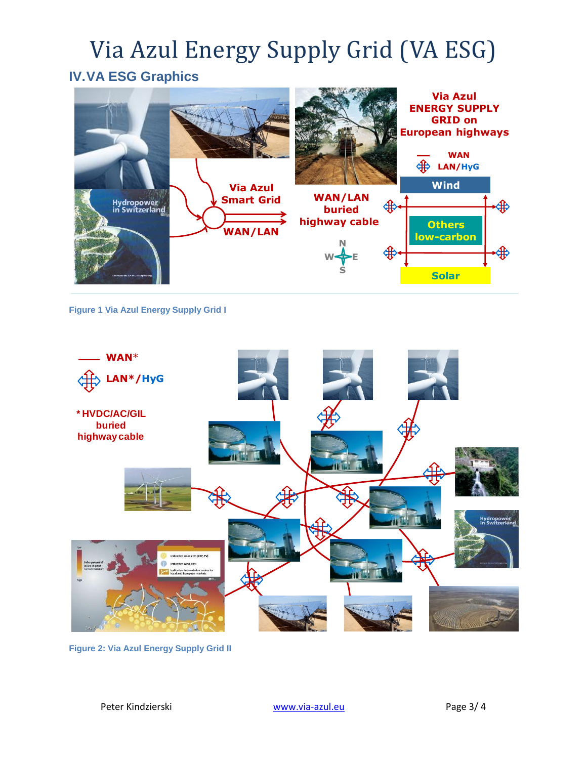# Via Azul Energy Supply Grid (VA ESG)

## IV.VA ESG Graphics

Figure 1 Via Azul Energy Supply Grid I

Figure 2: Via Azul Energy Supply Grid II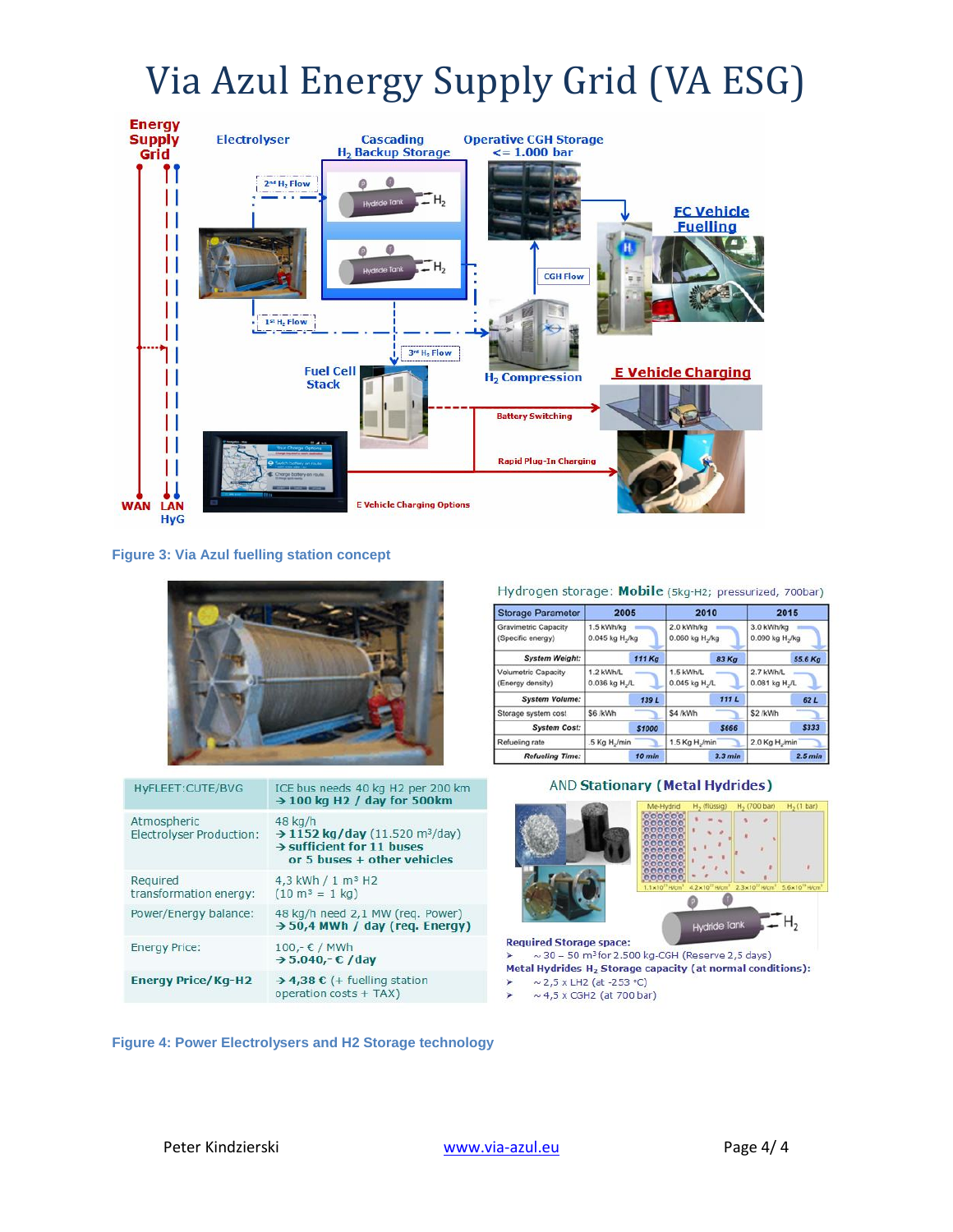# Via Azul Energy Supply Grid (VA ESG)

Energy Supply Grid

Electrolyser

Cascading $H_2$ Backup Storage

Operative CGH Storage <= 1.000 bar

FC Vehicle Fuelling

2nd $H_2$ Flow

1st $H_2$ Flow

3rd $H_2$ Flow

CGH Flow

Hydride Tank

Fuel Cell Stack

$H_2$ Compression

E Vehicle Charging

Battery Switching

Rapid Plug-In Charging

E Vehicle Charging Options

WAN LAN HyG

Figure 3: Via Azul fuelling station concept

Hydrogen storage: **Mobile** (5kg-H2; pressurized, 700bar)

| Storage Parameter | 2005 | | 2010 | | 2015 | |
|---|---|---|---|---|---|---|
| Gravimetric Capacity (Specific energy) | 1.5 kWh/kg 0.045 kg $H_2$/kg | | 2.0 kWh/kg 0.060 kg $H_2$/kg | | 3.0 kWh/kg 0.090 kg $H_2$/kg | |
| *System Weight:* | | *111 Kg* | | *83 Kg* | | *55.6 Kg* |
| Volumetric Capacity (Energy density) | 1.2 kWh/L 0.036 kg $H_2$/L | | 1.5 kWh/L 0.045 kg $H_2$/L | | 2.7 kWh/L 0.081 kg $H_2$/L | |
| *System Volume:* | | *139 L* | | *111 L* | | *62 L* |
| Storage system cost | $6 /kWh | | $4 /kWh | | $2 /kWh | |
| *System Cost:* | | *$1000* | | *$666* | | *$333* |
| Refueling rate | .5 Kg $H_2$/min | | 1.5 Kg $H_2$/min | | 2.0 Kg $H_2$/min | |
| *Refueling Time:* | | *10 min* | | *3.3 min* | | *2.5 min* |

| HyFLEET:CUTE/BVG | ICE bus needs 40 kg H2 per 200 km **→ 100 kg H2 / day for 500km** |
|---|---|
| Atmospheric Electrolyser Production: | 48 kg/h **→ 1152 kg/day** (11.520 m³/day) **→ sufficient for 11 buses or 5 buses + other vehicles** |
| Required transformation energy: | 4,3 kWh / 1 m³ H2 (10 m³ = 1 kg) |
| Power/Energy balance: | 48 kg/h need 2,1 MW (req. Power) **→ 50,4 MWh / day (req. Energy)** |
| Energy Price: | 100,- € / MWh **→ 5.040,- € / day** |
| **Energy Price/Kg-H2** | **→ 4,38 €** (+ fuelling station operation costs + TAX) |

AND **Stationary (Metal Hydrides)**

Me-Hydrid | $H_2$ (flüssig) | $H_2$ (700 bar) | $H_2$ (1 bar)

$1.1\times10^{23}$ H/cm³ | $4.2\times10^{22}$ H/cm³ | $2.3\times10^{22}$ H/cm³ | $5.6\times10^{19}$ H/cm³

Hydride Tank

**Required Storage space:**

- ~ 30 – 50 m³ for 2.500 kg-CGH (Reserve 2,5 days)

**Metal Hydrides $H_2$ Storage capacity (at normal conditions):**

- ~ 2,5 x LH2 (at -253 °C)
- ~ 4,5 x CGH2 (at 700 bar)

Figure 4: Power Electrolysers and H2 Storage technology